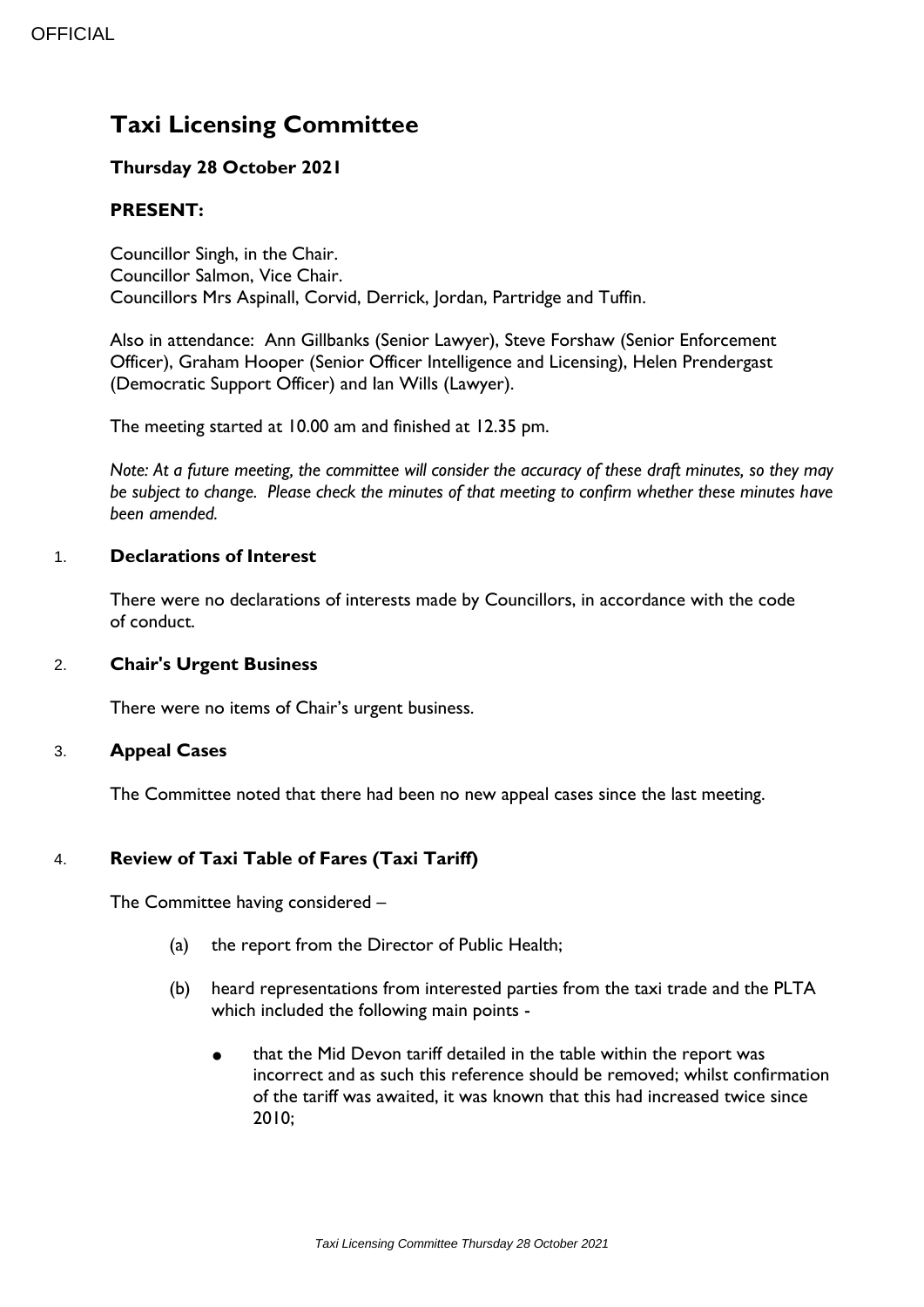OFFICIAL

# Taxi Licensing Committee

**Thursday 28 October 2021**

**PRESENT:**

Councillor Singh, in the Chair.
Councillor Salmon, Vice Chair.
Councillors Mrs Aspinall, Corvid, Derrick, Jordan, Partridge and Tuffin.

Also in attendance: Ann Gillbanks (Senior Lawyer), Steve Forshaw (Senior Enforcement Officer), Graham Hooper (Senior Officer Intelligence and Licensing), Helen Prendergast (Democratic Support Officer) and Ian Wills (Lawyer).

The meeting started at 10.00 am and finished at 12.35 pm.

*Note: At a future meeting, the committee will consider the accuracy of these draft minutes, so they may be subject to change. Please check the minutes of that meeting to confirm whether these minutes have been amended.*

## 1. Declarations of Interest

There were no declarations of interests made by Councillors, in accordance with the code of conduct.

## 2. Chair's Urgent Business

There were no items of Chair's urgent business.

## 3. Appeal Cases

The Committee noted that there had been no new appeal cases since the last meeting.

## 4. Review of Taxi Table of Fares (Taxi Tariff)

The Committee having considered –

(a) the report from the Director of Public Health;

(b) heard representations from interested parties from the taxi trade and the PLTA which included the following main points -

- that the Mid Devon tariff detailed in the table within the report was incorrect and as such this reference should be removed; whilst confirmation of the tariff was awaited, it was known that this had increased twice since 2010;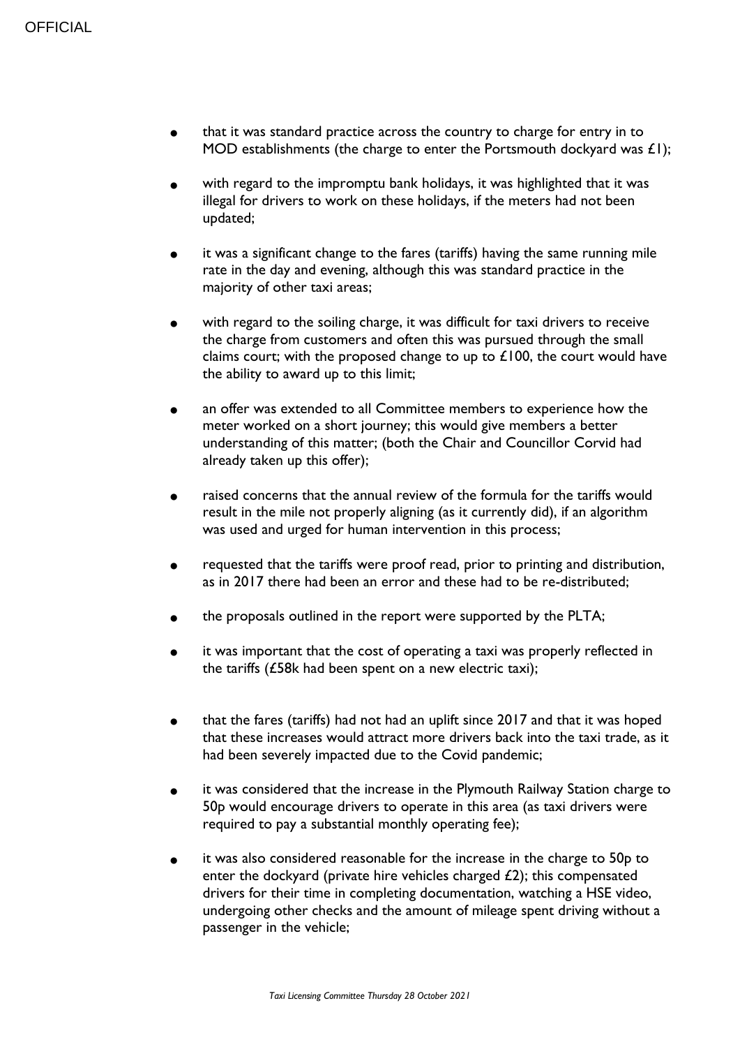- that it was standard practice across the country to charge for entry in to MOD establishments (the charge to enter the Portsmouth dockyard was £1);

- with regard to the impromptu bank holidays, it was highlighted that it was illegal for drivers to work on these holidays, if the meters had not been updated;

- it was a significant change to the fares (tariffs) having the same running mile rate in the day and evening, although this was standard practice in the majority of other taxi areas;

- with regard to the soiling charge, it was difficult for taxi drivers to receive the charge from customers and often this was pursued through the small claims court; with the proposed change to up to £100, the court would have the ability to award up to this limit;

- an offer was extended to all Committee members to experience how the meter worked on a short journey; this would give members a better understanding of this matter; (both the Chair and Councillor Corvid had already taken up this offer);

- raised concerns that the annual review of the formula for the tariffs would result in the mile not properly aligning (as it currently did), if an algorithm was used and urged for human intervention in this process;

- requested that the tariffs were proof read, prior to printing and distribution, as in 2017 there had been an error and these had to be re-distributed;

- the proposals outlined in the report were supported by the PLTA;

- it was important that the cost of operating a taxi was properly reflected in the tariffs (£58k had been spent on a new electric taxi);

- that the fares (tariffs) had not had an uplift since 2017 and that it was hoped that these increases would attract more drivers back into the taxi trade, as it had been severely impacted due to the Covid pandemic;

- it was considered that the increase in the Plymouth Railway Station charge to 50p would encourage drivers to operate in this area (as taxi drivers were required to pay a substantial monthly operating fee);

- it was also considered reasonable for the increase in the charge to 50p to enter the dockyard (private hire vehicles charged £2); this compensated drivers for their time in completing documentation, watching a HSE video, undergoing other checks and the amount of mileage spent driving without a passenger in the vehicle;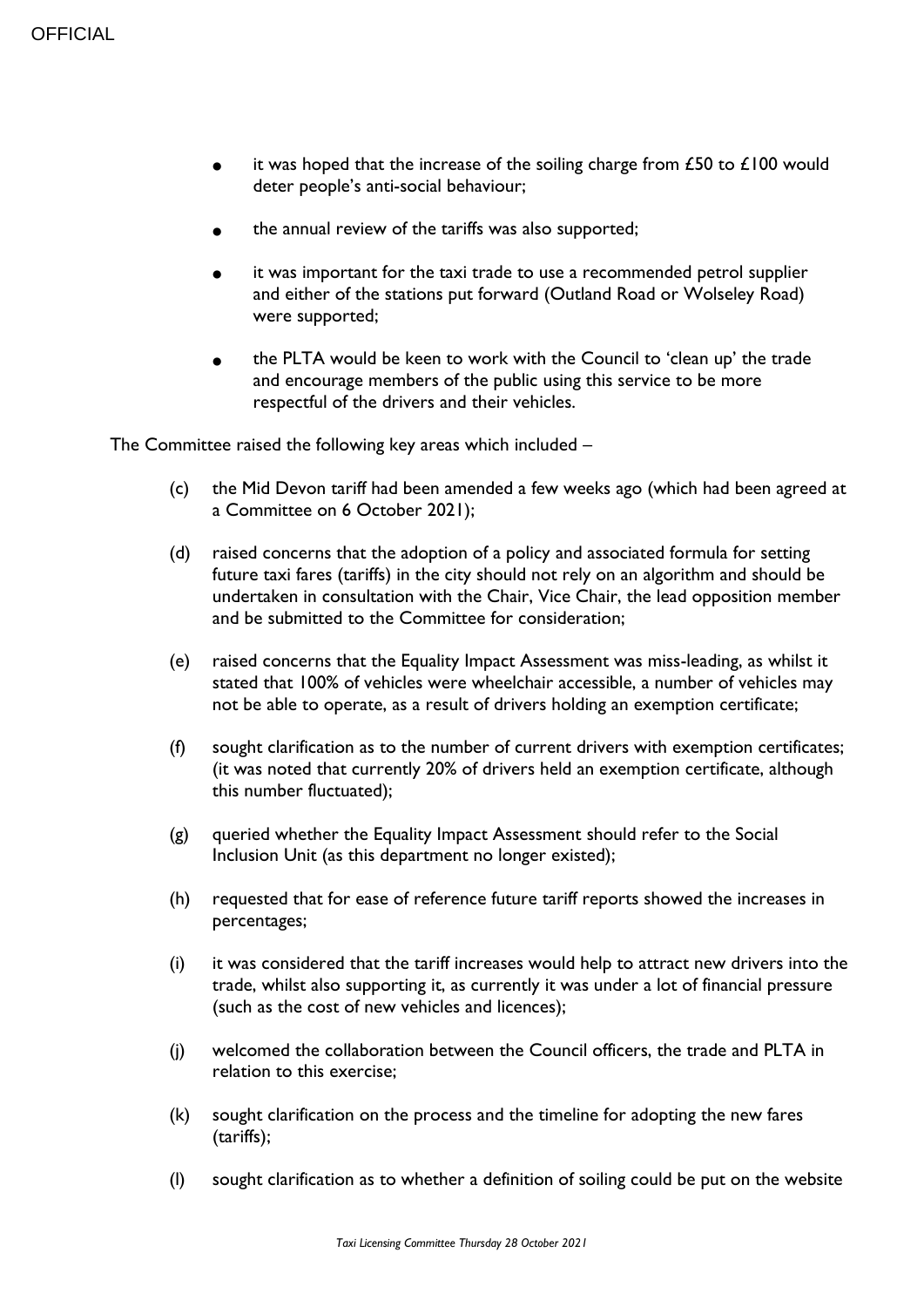- it was hoped that the increase of the soiling charge from £50 to £100 would deter people's anti-social behaviour;

- the annual review of the tariffs was also supported;

- it was important for the taxi trade to use a recommended petrol supplier and either of the stations put forward (Outland Road or Wolseley Road) were supported;

- the PLTA would be keen to work with the Council to 'clean up' the trade and encourage members of the public using this service to be more respectful of the drivers and their vehicles.

The Committee raised the following key areas which included –

(c) the Mid Devon tariff had been amended a few weeks ago (which had been agreed at a Committee on 6 October 2021);

(d) raised concerns that the adoption of a policy and associated formula for setting future taxi fares (tariffs) in the city should not rely on an algorithm and should be undertaken in consultation with the Chair, Vice Chair, the lead opposition member and be submitted to the Committee for consideration;

(e) raised concerns that the Equality Impact Assessment was miss-leading, as whilst it stated that 100% of vehicles were wheelchair accessible, a number of vehicles may not be able to operate, as a result of drivers holding an exemption certificate;

(f) sought clarification as to the number of current drivers with exemption certificates; (it was noted that currently 20% of drivers held an exemption certificate, although this number fluctuated);

(g) queried whether the Equality Impact Assessment should refer to the Social Inclusion Unit (as this department no longer existed);

(h) requested that for ease of reference future tariff reports showed the increases in percentages;

(i) it was considered that the tariff increases would help to attract new drivers into the trade, whilst also supporting it, as currently it was under a lot of financial pressure (such as the cost of new vehicles and licences);

(j) welcomed the collaboration between the Council officers, the trade and PLTA in relation to this exercise;

(k) sought clarification on the process and the timeline for adopting the new fares (tariffs);

(l) sought clarification as to whether a definition of soiling could be put on the website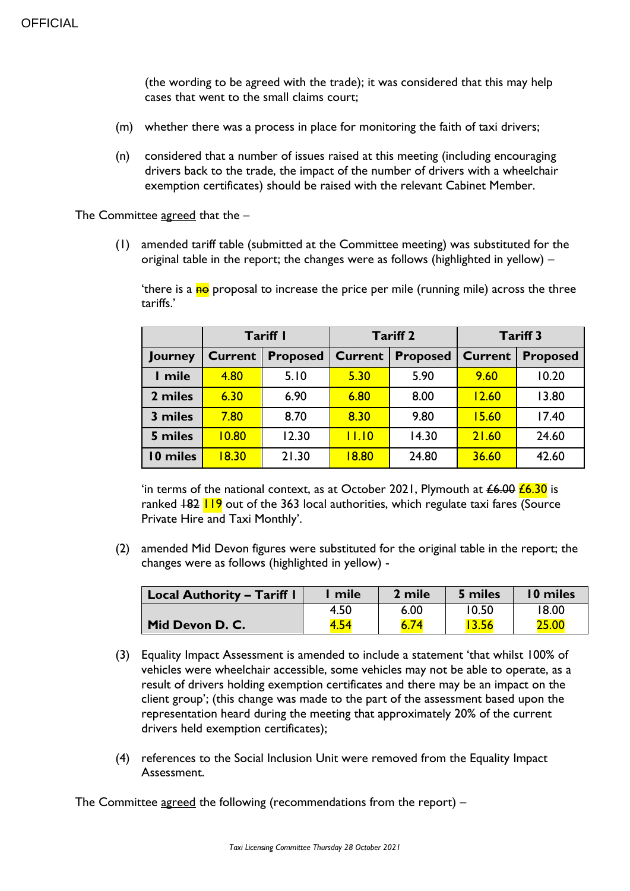(the wording to be agreed with the trade); it was considered that this may help cases that went to the small claims court;

(m) whether there was a process in place for monitoring the faith of taxi drivers;

(n) considered that a number of issues raised at this meeting (including encouraging drivers back to the trade, the impact of the number of drivers with a wheelchair exemption certificates) should be raised with the relevant Cabinet Member.

The Committee agreed that the –

(1) amended tariff table (submitted at the Committee meeting) was substituted for the original table in the report; the changes were as follows (highlighted in yellow) –

'there is a ~~no~~ proposal to increase the price per mile (running mile) across the three tariffs.'

| | Tariff 1 | | Tariff 2 | | Tariff 3 | |
|---|---|---|---|---|---|---|
| **Journey** | **Current** | **Proposed** | **Current** | **Proposed** | **Current** | **Proposed** |
| **1 mile** | 4.80 | 5.10 | 5.30 | 5.90 | 9.60 | 10.20 |
| **2 miles** | 6.30 | 6.90 | 6.80 | 8.00 | 12.60 | 13.80 |
| **3 miles** | 7.80 | 8.70 | 8.30 | 9.80 | 15.60 | 17.40 |
| **5 miles** | 10.80 | 12.30 | 11.10 | 14.30 | 21.60 | 24.60 |
| **10 miles** | 18.30 | 21.30 | 18.80 | 24.80 | 36.60 | 42.60 |

'in terms of the national context, as at October 2021, Plymouth at ~~£6.00~~ £6.30 is ranked ~~182~~ 119 out of the 363 local authorities, which regulate taxi fares (Source Private Hire and Taxi Monthly'.

(2) amended Mid Devon figures were substituted for the original table in the report; the changes were as follows (highlighted in yellow) -

| Local Authority – Tariff 1 | 1 mile | 2 mile | 5 miles | 10 miles |
|---|---|---|---|---|
| Mid Devon D. C. | 4.50<br>4.54 | 6.00<br>6.74 | 10.50<br>13.56 | 18.00<br>25.00 |

(3) Equality Impact Assessment is amended to include a statement 'that whilst 100% of vehicles were wheelchair accessible, some vehicles may not be able to operate, as a result of drivers holding exemption certificates and there may be an impact on the client group'; (this change was made to the part of the assessment based upon the representation heard during the meeting that approximately 20% of the current drivers held exemption certificates);

(4) references to the Social Inclusion Unit were removed from the Equality Impact Assessment.

The Committee agreed the following (recommendations from the report) –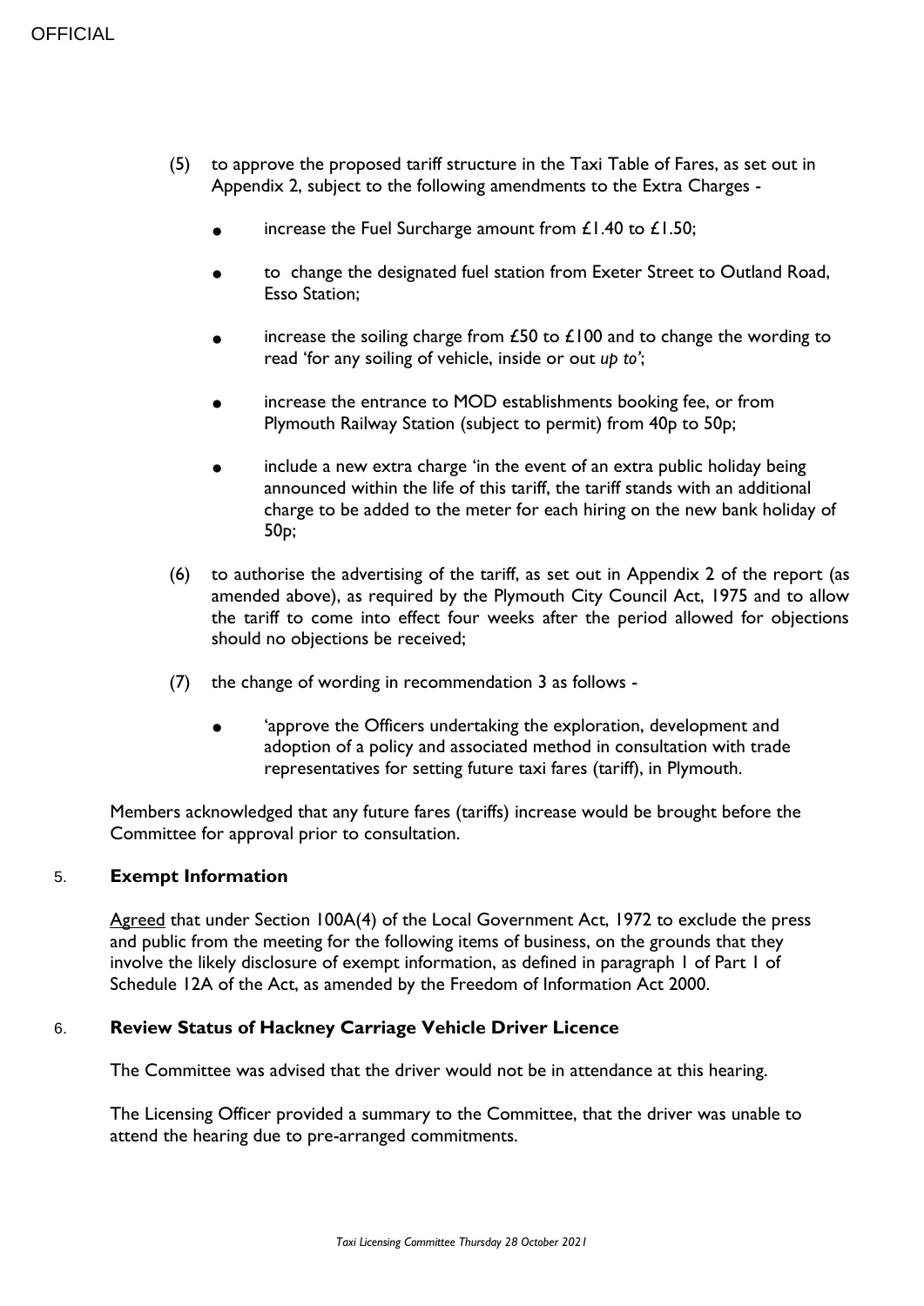(5) to approve the proposed tariff structure in the Taxi Table of Fares, as set out in Appendix 2, subject to the following amendments to the Extra Charges -

- increase the Fuel Surcharge amount from £1.40 to £1.50;
- to change the designated fuel station from Exeter Street to Outland Road, Esso Station;
- increase the soiling charge from £50 to £100 and to change the wording to read 'for any soiling of vehicle, inside or out *up to*';
- increase the entrance to MOD establishments booking fee, or from Plymouth Railway Station (subject to permit) from 40p to 50p;
- include a new extra charge 'in the event of an extra public holiday being announced within the life of this tariff, the tariff stands with an additional charge to be added to the meter for each hiring on the new bank holiday of 50p;

(6) to authorise the advertising of the tariff, as set out in Appendix 2 of the report (as amended above), as required by the Plymouth City Council Act, 1975 and to allow the tariff to come into effect four weeks after the period allowed for objections should no objections be received;

(7) the change of wording in recommendation 3 as follows -

- 'approve the Officers undertaking the exploration, development and adoption of a policy and associated method in consultation with trade representatives for setting future taxi fares (tariff), in Plymouth.

Members acknowledged that any future fares (tariffs) increase would be brought before the Committee for approval prior to consultation.

## 5. Exempt Information

Agreed that under Section 100A(4) of the Local Government Act, 1972 to exclude the press and public from the meeting for the following items of business, on the grounds that they involve the likely disclosure of exempt information, as defined in paragraph 1 of Part 1 of Schedule 12A of the Act, as amended by the Freedom of Information Act 2000.

## 6. Review Status of Hackney Carriage Vehicle Driver Licence

The Committee was advised that the driver would not be in attendance at this hearing.

The Licensing Officer provided a summary to the Committee, that the driver was unable to attend the hearing due to pre-arranged commitments.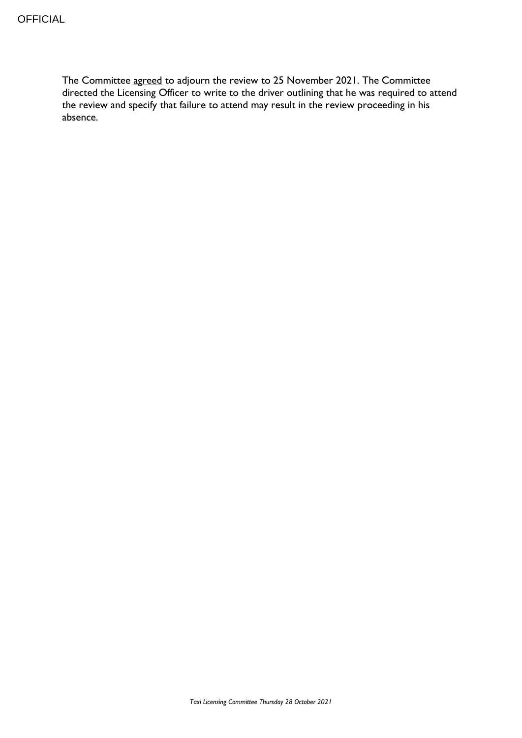The Committee agreed to adjourn the review to 25 November 2021. The Committee directed the Licensing Officer to write to the driver outlining that he was required to attend the review and specify that failure to attend may result in the review proceeding in his absence.